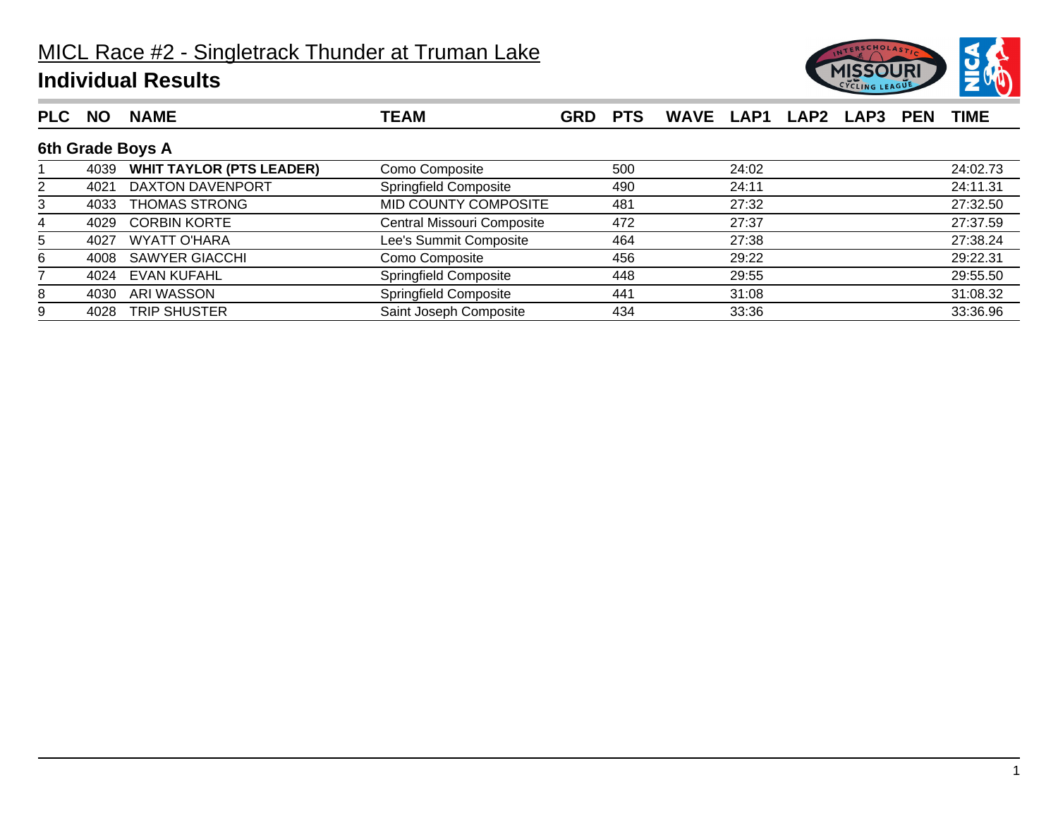# MICL Race #2 - Singletrack Thunder at Truman Lake

## Individual Results

| PLC | NO | NAME | TEAM | GRD | PTS | WAVE | LAP1 | LAP2 | LAP3 | PEN | TIME |
|---|---|---|---|---|---|---|---|---|---|---|---|
| **6th Grade Boys A** | | | | | | | | | | | |
| 1 | 4039 | **WHIT TAYLOR (PTS LEADER)** | Como Composite | | 500 | | 24:02 | | | | 24:02.73 |
| 2 | 4021 | DAXTON DAVENPORT | Springfield Composite | | 490 | | 24:11 | | | | 24:11.31 |
| 3 | 4033 | THOMAS STRONG | MID COUNTY COMPOSITE | | 481 | | 27:32 | | | | 27:32.50 |
| 4 | 4029 | CORBIN KORTE | Central Missouri Composite | | 472 | | 27:37 | | | | 27:37.59 |
| 5 | 4027 | WYATT O'HARA | Lee's Summit Composite | | 464 | | 27:38 | | | | 27:38.24 |
| 6 | 4008 | SAWYER GIACCHI | Como Composite | | 456 | | 29:22 | | | | 29:22.31 |
| 7 | 4024 | EVAN KUFAHL | Springfield Composite | | 448 | | 29:55 | | | | 29:55.50 |
| 8 | 4030 | ARI WASSON | Springfield Composite | | 441 | | 31:08 | | | | 31:08.32 |
| 9 | 4028 | TRIP SHUSTER | Saint Joseph Composite | | 434 | | 33:36 | | | | 33:36.96 |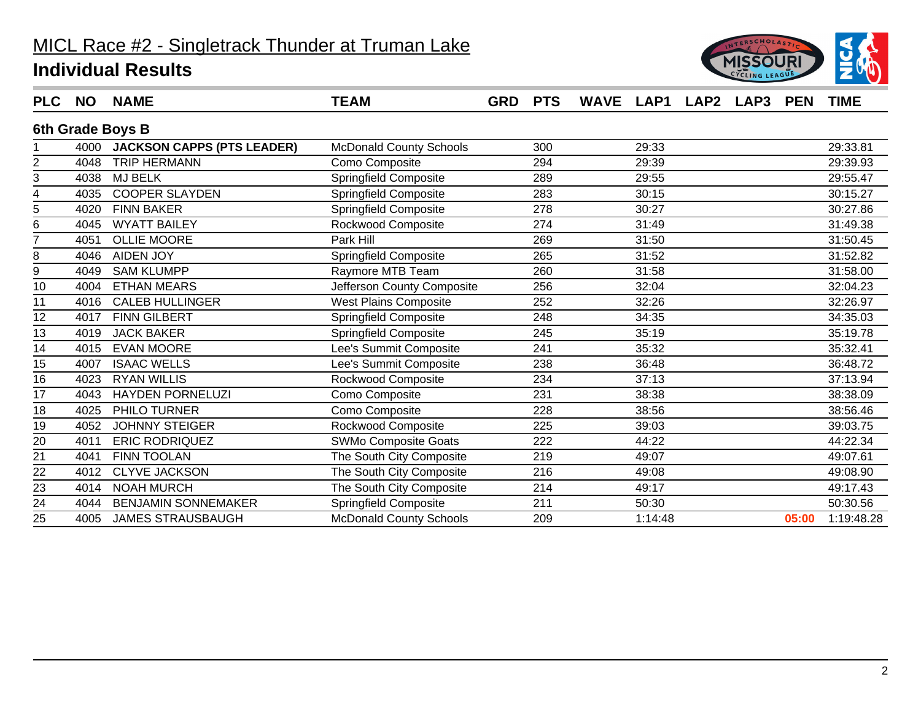# MICL Race #2 - Singletrack Thunder at Truman Lake

## Individual Results

### 6th Grade Boys B

| PLC | NO | NAME | TEAM | GRD | PTS | WAVE | LAP1 | LAP2 | LAP3 | PEN | TIME |
|---|---|---|---|---|---|---|---|---|---|---|---|
| 1 | 4000 | **JACKSON CAPPS (PTS LEADER)** | McDonald County Schools | | 300 | | 29:33 | | | | 29:33.81 |
| 2 | 4048 | TRIP HERMANN | Como Composite | | 294 | | 29:39 | | | | 29:39.93 |
| 3 | 4038 | MJ BELK | Springfield Composite | | 289 | | 29:55 | | | | 29:55.47 |
| 4 | 4035 | COOPER SLAYDEN | Springfield Composite | | 283 | | 30:15 | | | | 30:15.27 |
| 5 | 4020 | FINN BAKER | Springfield Composite | | 278 | | 30:27 | | | | 30:27.86 |
| 6 | 4045 | WYATT BAILEY | Rockwood Composite | | 274 | | 31:49 | | | | 31:49.38 |
| 7 | 4051 | OLLIE MOORE | Park Hill | | 269 | | 31:50 | | | | 31:50.45 |
| 8 | 4046 | AIDEN JOY | Springfield Composite | | 265 | | 31:52 | | | | 31:52.82 |
| 9 | 4049 | SAM KLUMPP | Raymore MTB Team | | 260 | | 31:58 | | | | 31:58.00 |
| 10 | 4004 | ETHAN MEARS | Jefferson County Composite | | 256 | | 32:04 | | | | 32:04.23 |
| 11 | 4016 | CALEB HULLINGER | West Plains Composite | | 252 | | 32:26 | | | | 32:26.97 |
| 12 | 4017 | FINN GILBERT | Springfield Composite | | 248 | | 34:35 | | | | 34:35.03 |
| 13 | 4019 | JACK BAKER | Springfield Composite | | 245 | | 35:19 | | | | 35:19.78 |
| 14 | 4015 | EVAN MOORE | Lee's Summit Composite | | 241 | | 35:32 | | | | 35:32.41 |
| 15 | 4007 | ISAAC WELLS | Lee's Summit Composite | | 238 | | 36:48 | | | | 36:48.72 |
| 16 | 4023 | RYAN WILLIS | Rockwood Composite | | 234 | | 37:13 | | | | 37:13.94 |
| 17 | 4043 | HAYDEN PORNELUZI | Como Composite | | 231 | | 38:38 | | | | 38:38.09 |
| 18 | 4025 | PHILO TURNER | Como Composite | | 228 | | 38:56 | | | | 38:56.46 |
| 19 | 4052 | JOHNNY STEIGER | Rockwood Composite | | 225 | | 39:03 | | | | 39:03.75 |
| 20 | 4011 | ERIC RODRIQUEZ | SWMo Composite Goats | | 222 | | 44:22 | | | | 44:22.34 |
| 21 | 4041 | FINN TOOLAN | The South City Composite | | 219 | | 49:07 | | | | 49:07.61 |
| 22 | 4012 | CLYVE JACKSON | The South City Composite | | 216 | | 49:08 | | | | 49:08.90 |
| 23 | 4014 | NOAH MURCH | The South City Composite | | 214 | | 49:17 | | | | 49:17.43 |
| 24 | 4044 | BENJAMIN SONNEMAKER | Springfield Composite | | 211 | | 50:30 | | | | 50:30.56 |
| 25 | 4005 | JAMES STRAUSBAUGH | McDonald County Schools | | 209 | | 1:14:48 | | | 05:00 | 1:19:48.28 |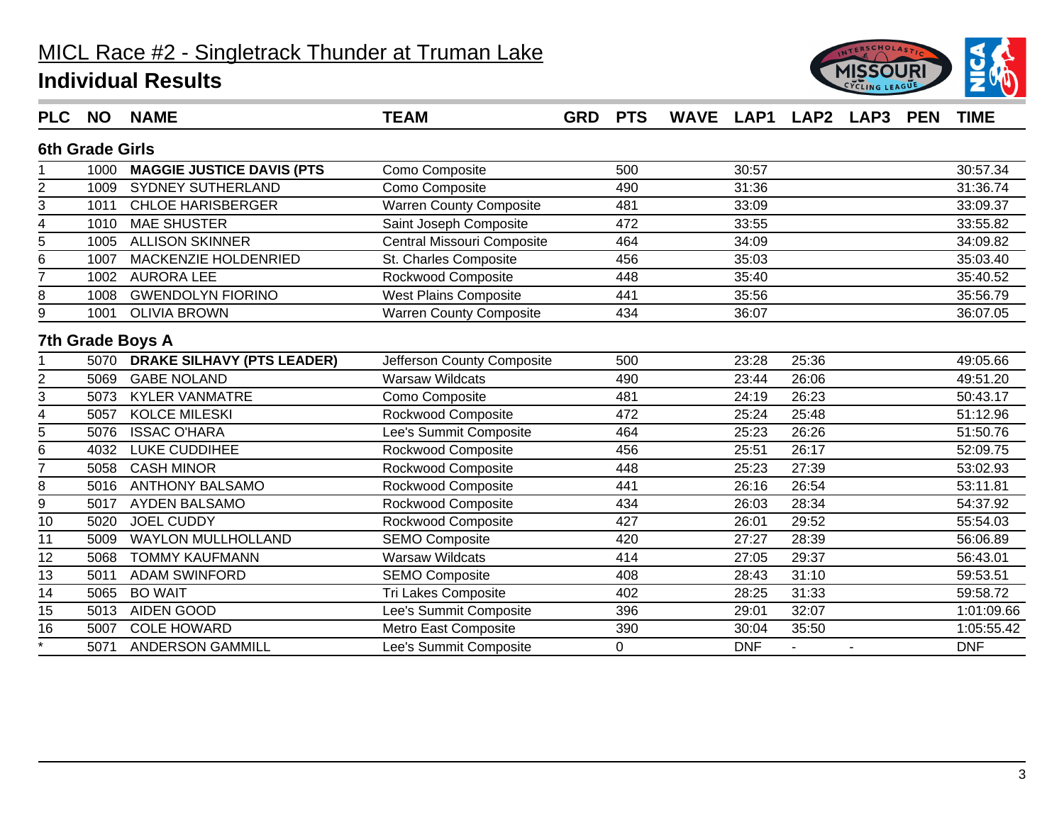# MICL Race #2 - Singletrack Thunder at Truman Lake

## Individual Results

| PLC | NO | NAME | TEAM | GRD | PTS | WAVE | LAP1 | LAP2 | LAP3 | PEN | TIME |
|---|---|---|---|---|---|---|---|---|---|---|---|
| **6th Grade Girls** | | | | | | | | | | | |
| 1 | 1000 | **MAGGIE JUSTICE DAVIS (PTS** | Como Composite | | 500 | | 30:57 | | | | 30:57.34 |
| 2 | 1009 | SYDNEY SUTHERLAND | Como Composite | | 490 | | 31:36 | | | | 31:36.74 |
| 3 | 1011 | CHLOE HARISBERGER | Warren County Composite | | 481 | | 33:09 | | | | 33:09.37 |
| 4 | 1010 | MAE SHUSTER | Saint Joseph Composite | | 472 | | 33:55 | | | | 33:55.82 |
| 5 | 1005 | ALLISON SKINNER | Central Missouri Composite | | 464 | | 34:09 | | | | 34:09.82 |
| 6 | 1007 | MACKENZIE HOLDENRIED | St. Charles Composite | | 456 | | 35:03 | | | | 35:03.40 |
| 7 | 1002 | AURORA LEE | Rockwood Composite | | 448 | | 35:40 | | | | 35:40.52 |
| 8 | 1008 | GWENDOLYN FIORINO | West Plains Composite | | 441 | | 35:56 | | | | 35:56.79 |
| 9 | 1001 | OLIVIA BROWN | Warren County Composite | | 434 | | 36:07 | | | | 36:07.05 |
| **7th Grade Boys A** | | | | | | | | | | | |
| 1 | 5070 | **DRAKE SILHAVY (PTS LEADER)** | Jefferson County Composite | | 500 | | 23:28 | 25:36 | | | 49:05.66 |
| 2 | 5069 | GABE NOLAND | Warsaw Wildcats | | 490 | | 23:44 | 26:06 | | | 49:51.20 |
| 3 | 5073 | KYLER VANMATRE | Como Composite | | 481 | | 24:19 | 26:23 | | | 50:43.17 |
| 4 | 5057 | KOLCE MILESKI | Rockwood Composite | | 472 | | 25:24 | 25:48 | | | 51:12.96 |
| 5 | 5076 | ISSAC O'HARA | Lee's Summit Composite | | 464 | | 25:23 | 26:26 | | | 51:50.76 |
| 6 | 4032 | LUKE CUDDIHEE | Rockwood Composite | | 456 | | 25:51 | 26:17 | | | 52:09.75 |
| 7 | 5058 | CASH MINOR | Rockwood Composite | | 448 | | 25:23 | 27:39 | | | 53:02.93 |
| 8 | 5016 | ANTHONY BALSAMO | Rockwood Composite | | 441 | | 26:16 | 26:54 | | | 53:11.81 |
| 9 | 5017 | AYDEN BALSAMO | Rockwood Composite | | 434 | | 26:03 | 28:34 | | | 54:37.92 |
| 10 | 5020 | JOEL CUDDY | Rockwood Composite | | 427 | | 26:01 | 29:52 | | | 55:54.03 |
| 11 | 5009 | WAYLON MULLHOLLAND | SEMO Composite | | 420 | | 27:27 | 28:39 | | | 56:06.89 |
| 12 | 5068 | TOMMY KAUFMANN | Warsaw Wildcats | | 414 | | 27:05 | 29:37 | | | 56:43.01 |
| 13 | 5011 | ADAM SWINFORD | SEMO Composite | | 408 | | 28:43 | 31:10 | | | 59:53.51 |
| 14 | 5065 | BO WAIT | Tri Lakes Composite | | 402 | | 28:25 | 31:33 | | | 59:58.72 |
| 15 | 5013 | AIDEN GOOD | Lee's Summit Composite | | 396 | | 29:01 | 32:07 | | | 1:01:09.66 |
| 16 | 5007 | COLE HOWARD | Metro East Composite | | 390 | | 30:04 | 35:50 | | | 1:05:55.42 |
| * | 5071 | ANDERSON GAMMILL | Lee's Summit Composite | | 0 | | DNF | - | - | | DNF |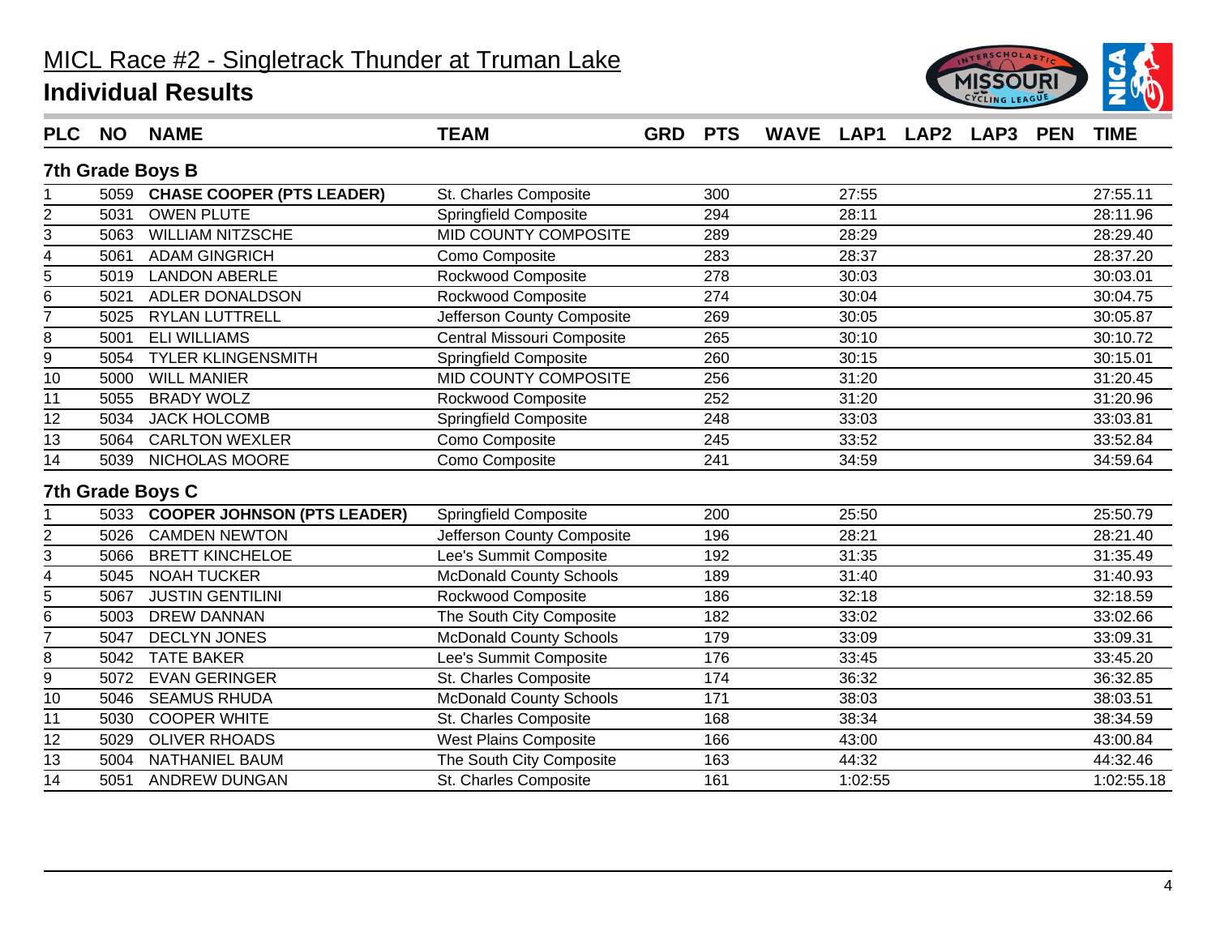# MICL Race #2 - Singletrack Thunder at Truman Lake

## Individual Results

| PLC | NO | NAME | TEAM | GRD | PTS | WAVE | LAP1 | LAP2 | LAP3 | PEN | TIME |
|---|---|---|---|---|---|---|---|---|---|---|---|
| **7th Grade Boys B** | | | | | | | | | | | |
| 1 | 5059 | **CHASE COOPER (PTS LEADER)** | St. Charles Composite | | 300 | | 27:55 | | | | 27:55.11 |
| 2 | 5031 | OWEN PLUTE | Springfield Composite | | 294 | | 28:11 | | | | 28:11.96 |
| 3 | 5063 | WILLIAM NITZSCHE | MID COUNTY COMPOSITE | | 289 | | 28:29 | | | | 28:29.40 |
| 4 | 5061 | ADAM GINGRICH | Como Composite | | 283 | | 28:37 | | | | 28:37.20 |
| 5 | 5019 | LANDON ABERLE | Rockwood Composite | | 278 | | 30:03 | | | | 30:03.01 |
| 6 | 5021 | ADLER DONALDSON | Rockwood Composite | | 274 | | 30:04 | | | | 30:04.75 |
| 7 | 5025 | RYLAN LUTTRELL | Jefferson County Composite | | 269 | | 30:05 | | | | 30:05.87 |
| 8 | 5001 | ELI WILLIAMS | Central Missouri Composite | | 265 | | 30:10 | | | | 30:10.72 |
| 9 | 5054 | TYLER KLINGENSMITH | Springfield Composite | | 260 | | 30:15 | | | | 30:15.01 |
| 10 | 5000 | WILL MANIER | MID COUNTY COMPOSITE | | 256 | | 31:20 | | | | 31:20.45 |
| 11 | 5055 | BRADY WOLZ | Rockwood Composite | | 252 | | 31:20 | | | | 31:20.96 |
| 12 | 5034 | JACK HOLCOMB | Springfield Composite | | 248 | | 33:03 | | | | 33:03.81 |
| 13 | 5064 | CARLTON WEXLER | Como Composite | | 245 | | 33:52 | | | | 33:52.84 |
| 14 | 5039 | NICHOLAS MOORE | Como Composite | | 241 | | 34:59 | | | | 34:59.64 |
| **7th Grade Boys C** | | | | | | | | | | | |
| 1 | 5033 | **COOPER JOHNSON (PTS LEADER)** | Springfield Composite | | 200 | | 25:50 | | | | 25:50.79 |
| 2 | 5026 | CAMDEN NEWTON | Jefferson County Composite | | 196 | | 28:21 | | | | 28:21.40 |
| 3 | 5066 | BRETT KINCHELOE | Lee's Summit Composite | | 192 | | 31:35 | | | | 31:35.49 |
| 4 | 5045 | NOAH TUCKER | McDonald County Schools | | 189 | | 31:40 | | | | 31:40.93 |
| 5 | 5067 | JUSTIN GENTILINI | Rockwood Composite | | 186 | | 32:18 | | | | 32:18.59 |
| 6 | 5003 | DREW DANNAN | The South City Composite | | 182 | | 33:02 | | | | 33:02.66 |
| 7 | 5047 | DECLYN JONES | McDonald County Schools | | 179 | | 33:09 | | | | 33:09.31 |
| 8 | 5042 | TATE BAKER | Lee's Summit Composite | | 176 | | 33:45 | | | | 33:45.20 |
| 9 | 5072 | EVAN GERINGER | St. Charles Composite | | 174 | | 36:32 | | | | 36:32.85 |
| 10 | 5046 | SEAMUS RHUDA | McDonald County Schools | | 171 | | 38:03 | | | | 38:03.51 |
| 11 | 5030 | COOPER WHITE | St. Charles Composite | | 168 | | 38:34 | | | | 38:34.59 |
| 12 | 5029 | OLIVER RHOADS | West Plains Composite | | 166 | | 43:00 | | | | 43:00.84 |
| 13 | 5004 | NATHANIEL BAUM | The South City Composite | | 163 | | 44:32 | | | | 44:32.46 |
| 14 | 5051 | ANDREW DUNGAN | St. Charles Composite | | 161 | | 1:02:55 | | | | 1:02:55.18 |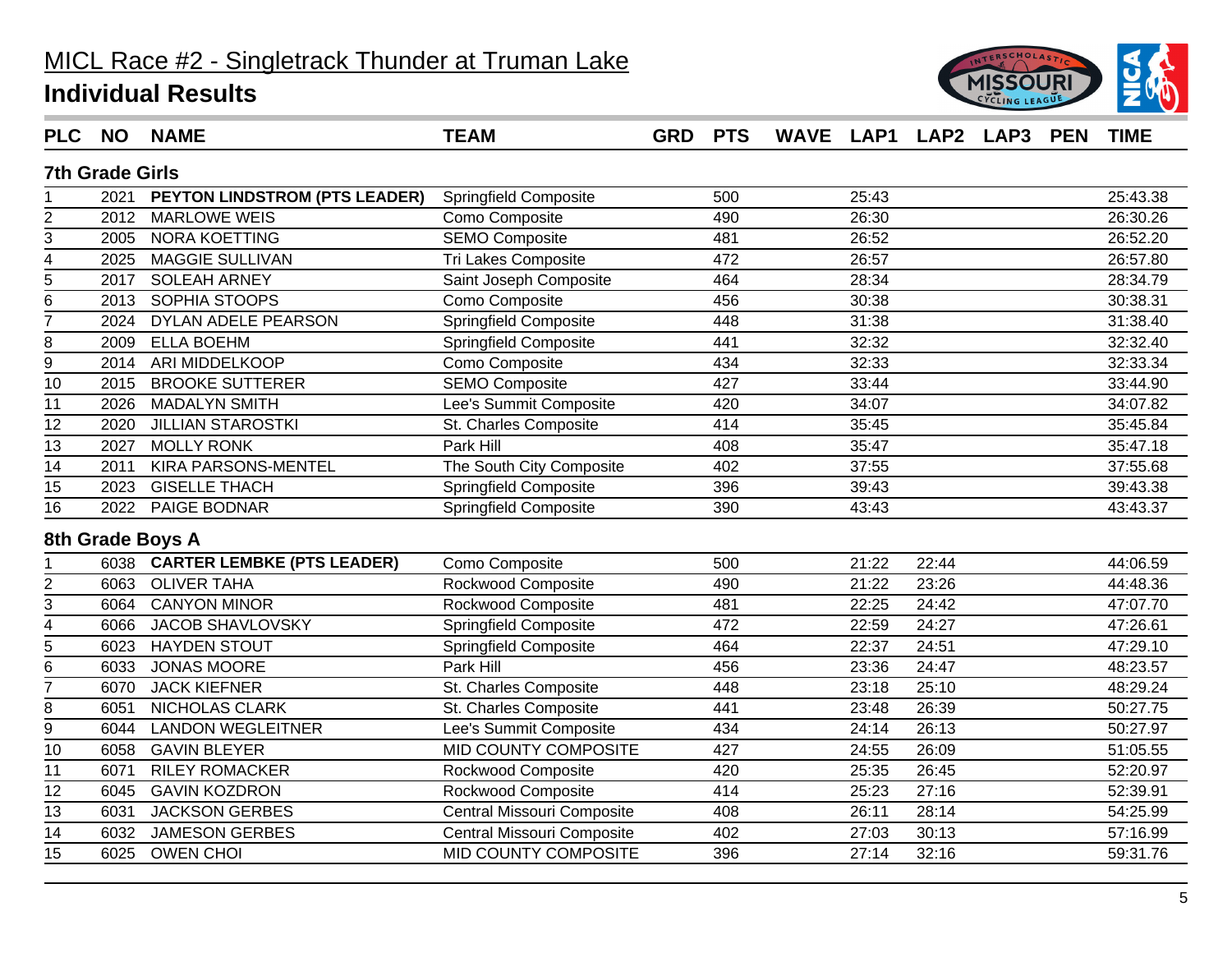# MICL Race #2 - Singletrack Thunder at Truman Lake

## Individual Results

### 7th Grade Girls

| PLC | NO | NAME | TEAM | GRD | PTS | WAVE | LAP1 | LAP2 | LAP3 | PEN | TIME |
|---|---|---|---|---|---|---|---|---|---|---|---|
| 1 | 2021 | **PEYTON LINDSTROM (PTS LEADER)** | Springfield Composite | | 500 | | 25:43 | | | | 25:43.38 |
| 2 | 2012 | MARLOWE WEIS | Como Composite | | 490 | | 26:30 | | | | 26:30.26 |
| 3 | 2005 | NORA KOETTING | SEMO Composite | | 481 | | 26:52 | | | | 26:52.20 |
| 4 | 2025 | MAGGIE SULLIVAN | Tri Lakes Composite | | 472 | | 26:57 | | | | 26:57.80 |
| 5 | 2017 | SOLEAH ARNEY | Saint Joseph Composite | | 464 | | 28:34 | | | | 28:34.79 |
| 6 | 2013 | SOPHIA STOOPS | Como Composite | | 456 | | 30:38 | | | | 30:38.31 |
| 7 | 2024 | DYLAN ADELE PEARSON | Springfield Composite | | 448 | | 31:38 | | | | 31:38.40 |
| 8 | 2009 | ELLA BOEHM | Springfield Composite | | 441 | | 32:32 | | | | 32:32.40 |
| 9 | 2014 | ARI MIDDELKOOP | Como Composite | | 434 | | 32:33 | | | | 32:33.34 |
| 10 | 2015 | BROOKE SUTTERER | SEMO Composite | | 427 | | 33:44 | | | | 33:44.90 |
| 11 | 2026 | MADALYN SMITH | Lee's Summit Composite | | 420 | | 34:07 | | | | 34:07.82 |
| 12 | 2020 | JILLIAN STAROSTKI | St. Charles Composite | | 414 | | 35:45 | | | | 35:45.84 |
| 13 | 2027 | MOLLY RONK | Park Hill | | 408 | | 35:47 | | | | 35:47.18 |
| 14 | 2011 | KIRA PARSONS-MENTEL | The South City Composite | | 402 | | 37:55 | | | | 37:55.68 |
| 15 | 2023 | GISELLE THACH | Springfield Composite | | 396 | | 39:43 | | | | 39:43.38 |
| 16 | 2022 | PAIGE BODNAR | Springfield Composite | | 390 | | 43:43 | | | | 43:43.37 |

### 8th Grade Boys A

| PLC | NO | NAME | TEAM | GRD | PTS | WAVE | LAP1 | LAP2 | LAP3 | PEN | TIME |
|---|---|---|---|---|---|---|---|---|---|---|---|
| 1 | 6038 | **CARTER LEMBKE (PTS LEADER)** | Como Composite | | 500 | | 21:22 | 22:44 | | | 44:06.59 |
| 2 | 6063 | OLIVER TAHA | Rockwood Composite | | 490 | | 21:22 | 23:26 | | | 44:48.36 |
| 3 | 6064 | CANYON MINOR | Rockwood Composite | | 481 | | 22:25 | 24:42 | | | 47:07.70 |
| 4 | 6066 | JACOB SHAVLOVSKY | Springfield Composite | | 472 | | 22:59 | 24:27 | | | 47:26.61 |
| 5 | 6023 | HAYDEN STOUT | Springfield Composite | | 464 | | 22:37 | 24:51 | | | 47:29.10 |
| 6 | 6033 | JONAS MOORE | Park Hill | | 456 | | 23:36 | 24:47 | | | 48:23.57 |
| 7 | 6070 | JACK KIEFNER | St. Charles Composite | | 448 | | 23:18 | 25:10 | | | 48:29.24 |
| 8 | 6051 | NICHOLAS CLARK | St. Charles Composite | | 441 | | 23:48 | 26:39 | | | 50:27.75 |
| 9 | 6044 | LANDON WEGLEITNER | Lee's Summit Composite | | 434 | | 24:14 | 26:13 | | | 50:27.97 |
| 10 | 6058 | GAVIN BLEYER | MID COUNTY COMPOSITE | | 427 | | 24:55 | 26:09 | | | 51:05.55 |
| 11 | 6071 | RILEY ROMACKER | Rockwood Composite | | 420 | | 25:35 | 26:45 | | | 52:20.97 |
| 12 | 6045 | GAVIN KOZDRON | Rockwood Composite | | 414 | | 25:23 | 27:16 | | | 52:39.91 |
| 13 | 6031 | JACKSON GERBES | Central Missouri Composite | | 408 | | 26:11 | 28:14 | | | 54:25.99 |
| 14 | 6032 | JAMESON GERBES | Central Missouri Composite | | 402 | | 27:03 | 30:13 | | | 57:16.99 |
| 15 | 6025 | OWEN CHOI | MID COUNTY COMPOSITE | | 396 | | 27:14 | 32:16 | | | 59:31.76 |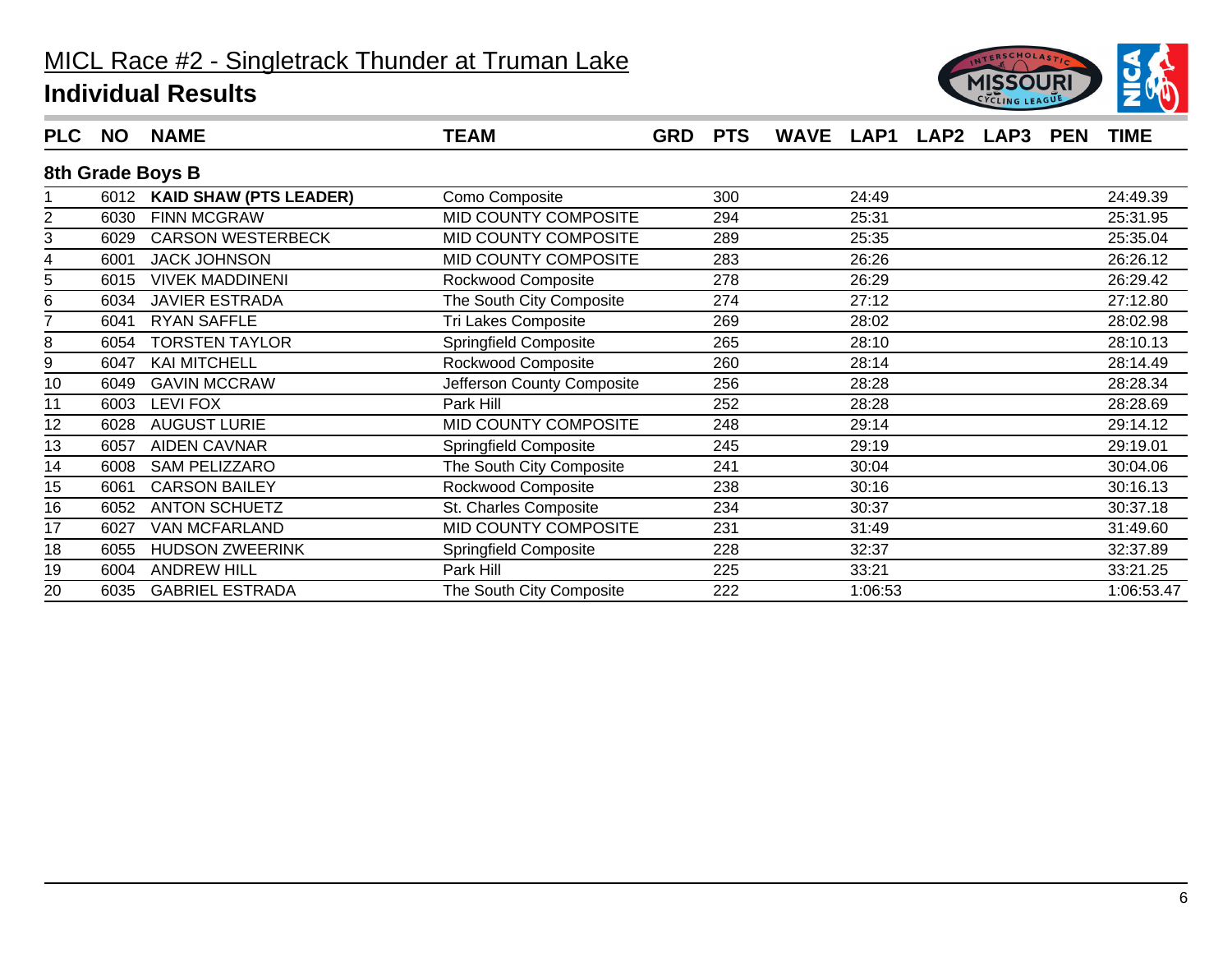# MICL Race #2 - Singletrack Thunder at Truman Lake

## Individual Results

| PLC | NO | NAME | TEAM | GRD | PTS | WAVE | LAP1 | LAP2 | LAP3 | PEN | TIME |
|---|---|---|---|---|---|---|---|---|---|---|---|
| **8th Grade Boys B** | | | | | | | | | | | |
| 1 | 6012 | **KAID SHAW (PTS LEADER)** | Como Composite | | 300 | | 24:49 | | | | 24:49.39 |
| 2 | 6030 | FINN MCGRAW | MID COUNTY COMPOSITE | | 294 | | 25:31 | | | | 25:31.95 |
| 3 | 6029 | CARSON WESTERBECK | MID COUNTY COMPOSITE | | 289 | | 25:35 | | | | 25:35.04 |
| 4 | 6001 | JACK JOHNSON | MID COUNTY COMPOSITE | | 283 | | 26:26 | | | | 26:26.12 |
| 5 | 6015 | VIVEK MADDINENI | Rockwood Composite | | 278 | | 26:29 | | | | 26:29.42 |
| 6 | 6034 | JAVIER ESTRADA | The South City Composite | | 274 | | 27:12 | | | | 27:12.80 |
| 7 | 6041 | RYAN SAFFLE | Tri Lakes Composite | | 269 | | 28:02 | | | | 28:02.98 |
| 8 | 6054 | TORSTEN TAYLOR | Springfield Composite | | 265 | | 28:10 | | | | 28:10.13 |
| 9 | 6047 | KAI MITCHELL | Rockwood Composite | | 260 | | 28:14 | | | | 28:14.49 |
| 10 | 6049 | GAVIN MCCRAW | Jefferson County Composite | | 256 | | 28:28 | | | | 28:28.34 |
| 11 | 6003 | LEVI FOX | Park Hill | | 252 | | 28:28 | | | | 28:28.69 |
| 12 | 6028 | AUGUST LURIE | MID COUNTY COMPOSITE | | 248 | | 29:14 | | | | 29:14.12 |
| 13 | 6057 | AIDEN CAVNAR | Springfield Composite | | 245 | | 29:19 | | | | 29:19.01 |
| 14 | 6008 | SAM PELIZZARO | The South City Composite | | 241 | | 30:04 | | | | 30:04.06 |
| 15 | 6061 | CARSON BAILEY | Rockwood Composite | | 238 | | 30:16 | | | | 30:16.13 |
| 16 | 6052 | ANTON SCHUETZ | St. Charles Composite | | 234 | | 30:37 | | | | 30:37.18 |
| 17 | 6027 | VAN MCFARLAND | MID COUNTY COMPOSITE | | 231 | | 31:49 | | | | 31:49.60 |
| 18 | 6055 | HUDSON ZWEERINK | Springfield Composite | | 228 | | 32:37 | | | | 32:37.89 |
| 19 | 6004 | ANDREW HILL | Park Hill | | 225 | | 33:21 | | | | 33:21.25 |
| 20 | 6035 | GABRIEL ESTRADA | The South City Composite | | 222 | | 1:06:53 | | | | 1:06:53.47 |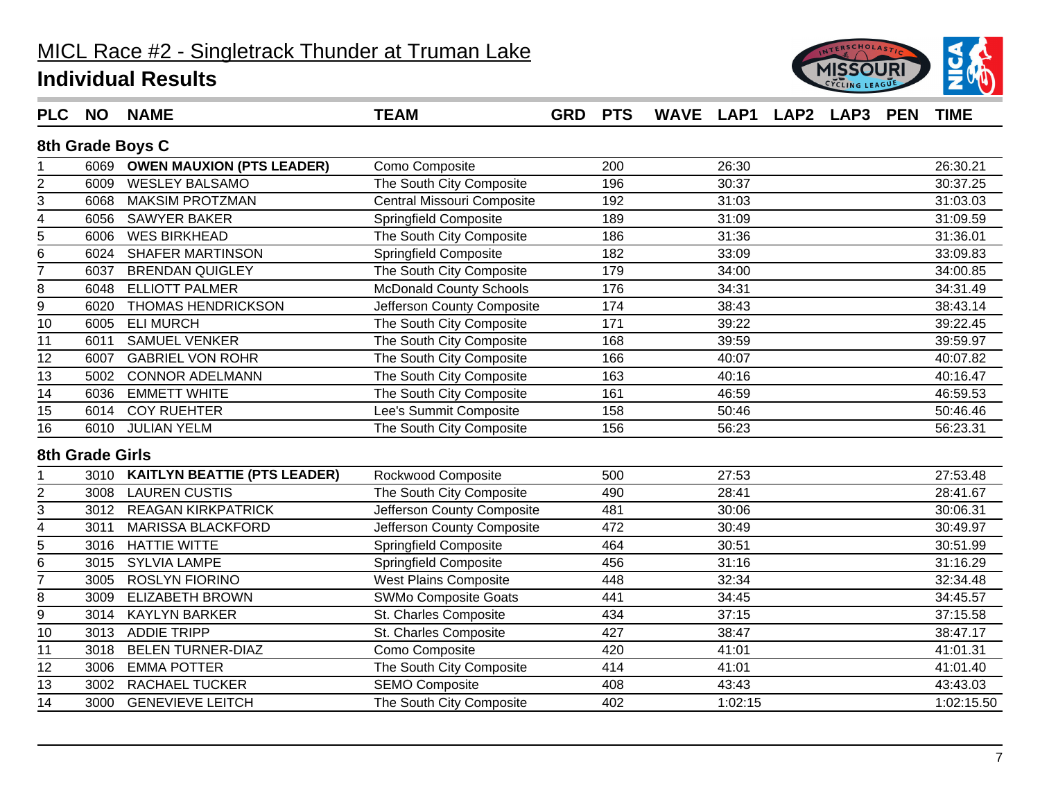# MICL Race #2 - Singletrack Thunder at Truman Lake

## Individual Results

| PLC | NO | NAME | TEAM | GRD | PTS | WAVE | LAP1 | LAP2 | LAP3 | PEN | TIME |
|---|---|---|---|---|---|---|---|---|---|---|---|
| **8th Grade Boys C** | | | | | | | | | | | |
| 1 | 6069 | **OWEN MAUXION (PTS LEADER)** | Como Composite | | 200 | | 26:30 | | | | 26:30.21 |
| 2 | 6009 | WESLEY BALSAMO | The South City Composite | | 196 | | 30:37 | | | | 30:37.25 |
| 3 | 6068 | MAKSIM PROTZMAN | Central Missouri Composite | | 192 | | 31:03 | | | | 31:03.03 |
| 4 | 6056 | SAWYER BAKER | Springfield Composite | | 189 | | 31:09 | | | | 31:09.59 |
| 5 | 6006 | WES BIRKHEAD | The South City Composite | | 186 | | 31:36 | | | | 31:36.01 |
| 6 | 6024 | SHAFER MARTINSON | Springfield Composite | | 182 | | 33:09 | | | | 33:09.83 |
| 7 | 6037 | BRENDAN QUIGLEY | The South City Composite | | 179 | | 34:00 | | | | 34:00.85 |
| 8 | 6048 | ELLIOTT PALMER | McDonald County Schools | | 176 | | 34:31 | | | | 34:31.49 |
| 9 | 6020 | THOMAS HENDRICKSON | Jefferson County Composite | | 174 | | 38:43 | | | | 38:43.14 |
| 10 | 6005 | ELI MURCH | The South City Composite | | 171 | | 39:22 | | | | 39:22.45 |
| 11 | 6011 | SAMUEL VENKER | The South City Composite | | 168 | | 39:59 | | | | 39:59.97 |
| 12 | 6007 | GABRIEL VON ROHR | The South City Composite | | 166 | | 40:07 | | | | 40:07.82 |
| 13 | 5002 | CONNOR ADELMANN | The South City Composite | | 163 | | 40:16 | | | | 40:16.47 |
| 14 | 6036 | EMMETT WHITE | The South City Composite | | 161 | | 46:59 | | | | 46:59.53 |
| 15 | 6014 | COY RUEHTER | Lee's Summit Composite | | 158 | | 50:46 | | | | 50:46.46 |
| 16 | 6010 | JULIAN YELM | The South City Composite | | 156 | | 56:23 | | | | 56:23.31 |
| **8th Grade Girls** | | | | | | | | | | | |
| 1 | 3010 | **KAITLYN BEATTIE (PTS LEADER)** | Rockwood Composite | | 500 | | 27:53 | | | | 27:53.48 |
| 2 | 3008 | LAUREN CUSTIS | The South City Composite | | 490 | | 28:41 | | | | 28:41.67 |
| 3 | 3012 | REAGAN KIRKPATRICK | Jefferson County Composite | | 481 | | 30:06 | | | | 30:06.31 |
| 4 | 3011 | MARISSA BLACKFORD | Jefferson County Composite | | 472 | | 30:49 | | | | 30:49.97 |
| 5 | 3016 | HATTIE WITTE | Springfield Composite | | 464 | | 30:51 | | | | 30:51.99 |
| 6 | 3015 | SYLVIA LAMPE | Springfield Composite | | 456 | | 31:16 | | | | 31:16.29 |
| 7 | 3005 | ROSLYN FIORINO | West Plains Composite | | 448 | | 32:34 | | | | 32:34.48 |
| 8 | 3009 | ELIZABETH BROWN | SWMo Composite Goats | | 441 | | 34:45 | | | | 34:45.57 |
| 9 | 3014 | KAYLYN BARKER | St. Charles Composite | | 434 | | 37:15 | | | | 37:15.58 |
| 10 | 3013 | ADDIE TRIPP | St. Charles Composite | | 427 | | 38:47 | | | | 38:47.17 |
| 11 | 3018 | BELEN TURNER-DIAZ | Como Composite | | 420 | | 41:01 | | | | 41:01.31 |
| 12 | 3006 | EMMA POTTER | The South City Composite | | 414 | | 41:01 | | | | 41:01.40 |
| 13 | 3002 | RACHAEL TUCKER | SEMO Composite | | 408 | | 43:43 | | | | 43:43.03 |
| 14 | 3000 | GENEVIEVE LEITCH | The South City Composite | | 402 | | 1:02:15 | | | | 1:02:15.50 |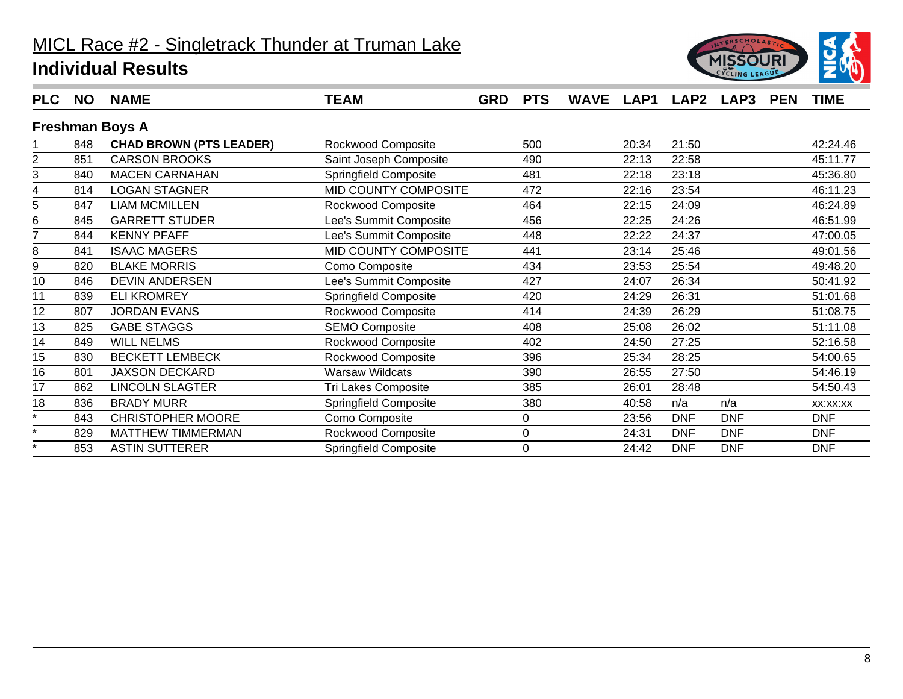# MICL Race #2 - Singletrack Thunder at Truman Lake

## Individual Results

| PLC | NO | NAME | TEAM | GRD | PTS | WAVE | LAP1 | LAP2 | LAP3 | PEN | TIME |
|---|---|---|---|---|---|---|---|---|---|---|---|
| **Freshman Boys A** | | | | | | | | | | | |
| 1 | 848 | **CHAD BROWN (PTS LEADER)** | Rockwood Composite | | 500 | | 20:34 | 21:50 | | | 42:24.46 |
| 2 | 851 | CARSON BROOKS | Saint Joseph Composite | | 490 | | 22:13 | 22:58 | | | 45:11.77 |
| 3 | 840 | MACEN CARNAHAN | Springfield Composite | | 481 | | 22:18 | 23:18 | | | 45:36.80 |
| 4 | 814 | LOGAN STAGNER | MID COUNTY COMPOSITE | | 472 | | 22:16 | 23:54 | | | 46:11.23 |
| 5 | 847 | LIAM MCMILLEN | Rockwood Composite | | 464 | | 22:15 | 24:09 | | | 46:24.89 |
| 6 | 845 | GARRETT STUDER | Lee's Summit Composite | | 456 | | 22:25 | 24:26 | | | 46:51.99 |
| 7 | 844 | KENNY PFAFF | Lee's Summit Composite | | 448 | | 22:22 | 24:37 | | | 47:00.05 |
| 8 | 841 | ISAAC MAGERS | MID COUNTY COMPOSITE | | 441 | | 23:14 | 25:46 | | | 49:01.56 |
| 9 | 820 | BLAKE MORRIS | Como Composite | | 434 | | 23:53 | 25:54 | | | 49:48.20 |
| 10 | 846 | DEVIN ANDERSEN | Lee's Summit Composite | | 427 | | 24:07 | 26:34 | | | 50:41.92 |
| 11 | 839 | ELI KROMREY | Springfield Composite | | 420 | | 24:29 | 26:31 | | | 51:01.68 |
| 12 | 807 | JORDAN EVANS | Rockwood Composite | | 414 | | 24:39 | 26:29 | | | 51:08.75 |
| 13 | 825 | GABE STAGGS | SEMO Composite | | 408 | | 25:08 | 26:02 | | | 51:11.08 |
| 14 | 849 | WILL NELMS | Rockwood Composite | | 402 | | 24:50 | 27:25 | | | 52:16.58 |
| 15 | 830 | BECKETT LEMBECK | Rockwood Composite | | 396 | | 25:34 | 28:25 | | | 54:00.65 |
| 16 | 801 | JAXSON DECKARD | Warsaw Wildcats | | 390 | | 26:55 | 27:50 | | | 54:46.19 |
| 17 | 862 | LINCOLN SLAGTER | Tri Lakes Composite | | 385 | | 26:01 | 28:48 | | | 54:50.43 |
| 18 | 836 | BRADY MURR | Springfield Composite | | 380 | | 40:58 | n/a | n/a | | xx:xx:xx |
| * | 843 | CHRISTOPHER MOORE | Como Composite | | 0 | | 23:56 | DNF | DNF | | DNF |
| * | 829 | MATTHEW TIMMERMAN | Rockwood Composite | | 0 | | 24:31 | DNF | DNF | | DNF |
| * | 853 | ASTIN SUTTERER | Springfield Composite | | 0 | | 24:42 | DNF | DNF | | DNF |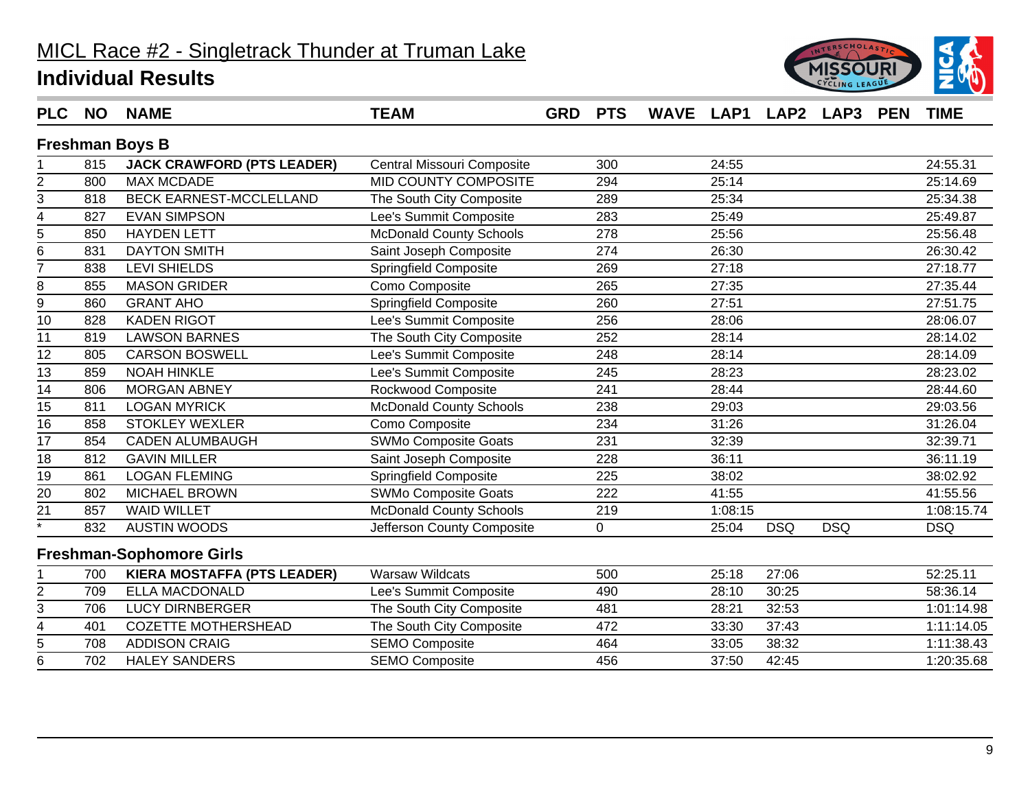# MICL Race #2 - Singletrack Thunder at Truman Lake

## Individual Results

| PLC | NO | NAME | TEAM | GRD | PTS | WAVE | LAP1 | LAP2 | LAP3 | PEN | TIME |
|---|---|---|---|---|---|---|---|---|---|---|---|
| **Freshman Boys B** | | | | | | | | | | | |
| 1 | 815 | **JACK CRAWFORD (PTS LEADER)** | Central Missouri Composite | | 300 | | 24:55 | | | | 24:55.31 |
| 2 | 800 | MAX MCDADE | MID COUNTY COMPOSITE | | 294 | | 25:14 | | | | 25:14.69 |
| 3 | 818 | BECK EARNEST-MCCLELLAND | The South City Composite | | 289 | | 25:34 | | | | 25:34.38 |
| 4 | 827 | EVAN SIMPSON | Lee's Summit Composite | | 283 | | 25:49 | | | | 25:49.87 |
| 5 | 850 | HAYDEN LETT | McDonald County Schools | | 278 | | 25:56 | | | | 25:56.48 |
| 6 | 831 | DAYTON SMITH | Saint Joseph Composite | | 274 | | 26:30 | | | | 26:30.42 |
| 7 | 838 | LEVI SHIELDS | Springfield Composite | | 269 | | 27:18 | | | | 27:18.77 |
| 8 | 855 | MASON GRIDER | Como Composite | | 265 | | 27:35 | | | | 27:35.44 |
| 9 | 860 | GRANT AHO | Springfield Composite | | 260 | | 27:51 | | | | 27:51.75 |
| 10 | 828 | KADEN RIGOT | Lee's Summit Composite | | 256 | | 28:06 | | | | 28:06.07 |
| 11 | 819 | LAWSON BARNES | The South City Composite | | 252 | | 28:14 | | | | 28:14.02 |
| 12 | 805 | CARSON BOSWELL | Lee's Summit Composite | | 248 | | 28:14 | | | | 28:14.09 |
| 13 | 859 | NOAH HINKLE | Lee's Summit Composite | | 245 | | 28:23 | | | | 28:23.02 |
| 14 | 806 | MORGAN ABNEY | Rockwood Composite | | 241 | | 28:44 | | | | 28:44.60 |
| 15 | 811 | LOGAN MYRICK | McDonald County Schools | | 238 | | 29:03 | | | | 29:03.56 |
| 16 | 858 | STOKLEY WEXLER | Como Composite | | 234 | | 31:26 | | | | 31:26.04 |
| 17 | 854 | CADEN ALUMBAUGH | SWMo Composite Goats | | 231 | | 32:39 | | | | 32:39.71 |
| 18 | 812 | GAVIN MILLER | Saint Joseph Composite | | 228 | | 36:11 | | | | 36:11.19 |
| 19 | 861 | LOGAN FLEMING | Springfield Composite | | 225 | | 38:02 | | | | 38:02.92 |
| 20 | 802 | MICHAEL BROWN | SWMo Composite Goats | | 222 | | 41:55 | | | | 41:55.56 |
| 21 | 857 | WAID WILLET | McDonald County Schools | | 219 | | 1:08:15 | | | | 1:08:15.74 |
| * | 832 | AUSTIN WOODS | Jefferson County Composite | | 0 | | 25:04 | DSQ | DSQ | | DSQ |
| **Freshman-Sophomore Girls** | | | | | | | | | | | |
| 1 | 700 | **KIERA MOSTAFFA (PTS LEADER)** | Warsaw Wildcats | | 500 | | 25:18 | 27:06 | | | 52:25.11 |
| 2 | 709 | ELLA MACDONALD | Lee's Summit Composite | | 490 | | 28:10 | 30:25 | | | 58:36.14 |
| 3 | 706 | LUCY DIRNBERGER | The South City Composite | | 481 | | 28:21 | 32:53 | | | 1:01:14.98 |
| 4 | 401 | COZETTE MOTHERSHEAD | The South City Composite | | 472 | | 33:30 | 37:43 | | | 1:11:14.05 |
| 5 | 708 | ADDISON CRAIG | SEMO Composite | | 464 | | 33:05 | 38:32 | | | 1:11:38.43 |
| 6 | 702 | HALEY SANDERS | SEMO Composite | | 456 | | 37:50 | 42:45 | | | 1:20:35.68 |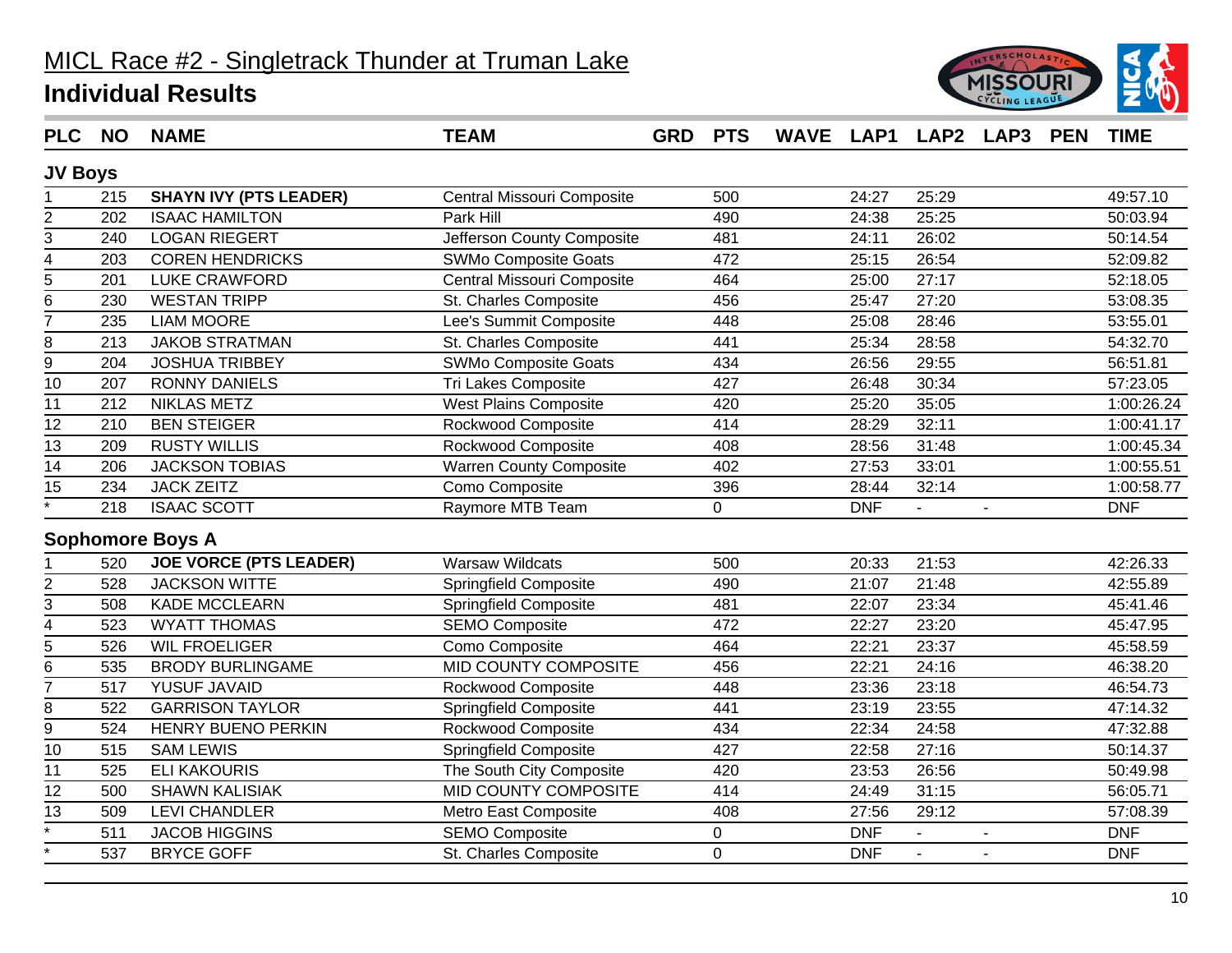# MICL Race #2 - Singletrack Thunder at Truman Lake

## Individual Results

### JV Boys

| PLC | NO | NAME | TEAM | GRD | PTS | WAVE | LAP1 | LAP2 | LAP3 | PEN | TIME |
|---|---|---|---|---|---|---|---|---|---|---|---|
| 1 | 215 | **SHAYN IVY (PTS LEADER)** | Central Missouri Composite | | 500 | | 24:27 | 25:29 | | | 49:57.10 |
| 2 | 202 | ISAAC HAMILTON | Park Hill | | 490 | | 24:38 | 25:25 | | | 50:03.94 |
| 3 | 240 | LOGAN RIEGERT | Jefferson County Composite | | 481 | | 24:11 | 26:02 | | | 50:14.54 |
| 4 | 203 | COREN HENDRICKS | SWMo Composite Goats | | 472 | | 25:15 | 26:54 | | | 52:09.82 |
| 5 | 201 | LUKE CRAWFORD | Central Missouri Composite | | 464 | | 25:00 | 27:17 | | | 52:18.05 |
| 6 | 230 | WESTAN TRIPP | St. Charles Composite | | 456 | | 25:47 | 27:20 | | | 53:08.35 |
| 7 | 235 | LIAM MOORE | Lee's Summit Composite | | 448 | | 25:08 | 28:46 | | | 53:55.01 |
| 8 | 213 | JAKOB STRATMAN | St. Charles Composite | | 441 | | 25:34 | 28:58 | | | 54:32.70 |
| 9 | 204 | JOSHUA TRIBBEY | SWMo Composite Goats | | 434 | | 26:56 | 29:55 | | | 56:51.81 |
| 10 | 207 | RONNY DANIELS | Tri Lakes Composite | | 427 | | 26:48 | 30:34 | | | 57:23.05 |
| 11 | 212 | NIKLAS METZ | West Plains Composite | | 420 | | 25:20 | 35:05 | | | 1:00:26.24 |
| 12 | 210 | BEN STEIGER | Rockwood Composite | | 414 | | 28:29 | 32:11 | | | 1:00:41.17 |
| 13 | 209 | RUSTY WILLIS | Rockwood Composite | | 408 | | 28:56 | 31:48 | | | 1:00:45.34 |
| 14 | 206 | JACKSON TOBIAS | Warren County Composite | | 402 | | 27:53 | 33:01 | | | 1:00:55.51 |
| 15 | 234 | JACK ZEITZ | Como Composite | | 396 | | 28:44 | 32:14 | | | 1:00:58.77 |
| * | 218 | ISAAC SCOTT | Raymore MTB Team | | 0 | | DNF | - | - | | DNF |

### Sophomore Boys A

| PLC | NO | NAME | TEAM | GRD | PTS | WAVE | LAP1 | LAP2 | LAP3 | PEN | TIME |
|---|---|---|---|---|---|---|---|---|---|---|---|
| 1 | 520 | **JOE VORCE (PTS LEADER)** | Warsaw Wildcats | | 500 | | 20:33 | 21:53 | | | 42:26.33 |
| 2 | 528 | JACKSON WITTE | Springfield Composite | | 490 | | 21:07 | 21:48 | | | 42:55.89 |
| 3 | 508 | KADE MCCLEARN | Springfield Composite | | 481 | | 22:07 | 23:34 | | | 45:41.46 |
| 4 | 523 | WYATT THOMAS | SEMO Composite | | 472 | | 22:27 | 23:20 | | | 45:47.95 |
| 5 | 526 | WIL FROELIGER | Como Composite | | 464 | | 22:21 | 23:37 | | | 45:58.59 |
| 6 | 535 | BRODY BURLINGAME | MID COUNTY COMPOSITE | | 456 | | 22:21 | 24:16 | | | 46:38.20 |
| 7 | 517 | YUSUF JAVAID | Rockwood Composite | | 448 | | 23:36 | 23:18 | | | 46:54.73 |
| 8 | 522 | GARRISON TAYLOR | Springfield Composite | | 441 | | 23:19 | 23:55 | | | 47:14.32 |
| 9 | 524 | HENRY BUENO PERKIN | Rockwood Composite | | 434 | | 22:34 | 24:58 | | | 47:32.88 |
| 10 | 515 | SAM LEWIS | Springfield Composite | | 427 | | 22:58 | 27:16 | | | 50:14.37 |
| 11 | 525 | ELI KAKOURIS | The South City Composite | | 420 | | 23:53 | 26:56 | | | 50:49.98 |
| 12 | 500 | SHAWN KALISIAK | MID COUNTY COMPOSITE | | 414 | | 24:49 | 31:15 | | | 56:05.71 |
| 13 | 509 | LEVI CHANDLER | Metro East Composite | | 408 | | 27:56 | 29:12 | | | 57:08.39 |
| * | 511 | JACOB HIGGINS | SEMO Composite | | 0 | | DNF | - | - | | DNF |
| * | 537 | BRYCE GOFF | St. Charles Composite | | 0 | | DNF | - | - | | DNF |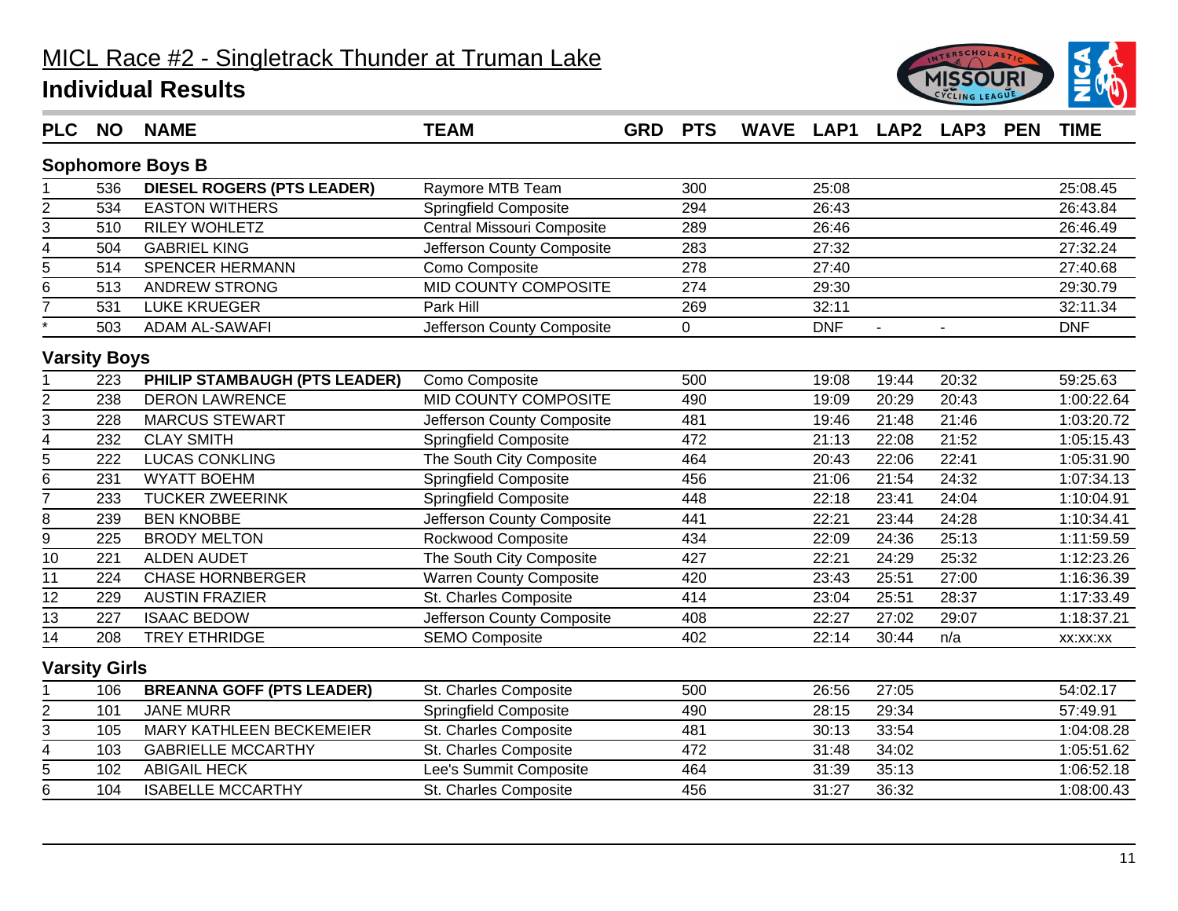# MICL Race #2 - Singletrack Thunder at Truman Lake

## Individual Results

| PLC | NO | NAME | TEAM | GRD | PTS | WAVE | LAP1 | LAP2 | LAP3 | PEN | TIME |
|---|---|---|---|---|---|---|---|---|---|---|---|
| **Sophomore Boys B** | | | | | | | | | | | |
| 1 | 536 | **DIESEL ROGERS (PTS LEADER)** | Raymore MTB Team | | 300 | | 25:08 | | | | 25:08.45 |
| 2 | 534 | EASTON WITHERS | Springfield Composite | | 294 | | 26:43 | | | | 26:43.84 |
| 3 | 510 | RILEY WOHLETZ | Central Missouri Composite | | 289 | | 26:46 | | | | 26:46.49 |
| 4 | 504 | GABRIEL KING | Jefferson County Composite | | 283 | | 27:32 | | | | 27:32.24 |
| 5 | 514 | SPENCER HERMANN | Como Composite | | 278 | | 27:40 | | | | 27:40.68 |
| 6 | 513 | ANDREW STRONG | MID COUNTY COMPOSITE | | 274 | | 29:30 | | | | 29:30.79 |
| 7 | 531 | LUKE KRUEGER | Park Hill | | 269 | | 32:11 | | | | 32:11.34 |
| * | 503 | ADAM AL-SAWAFI | Jefferson County Composite | | 0 | | DNF | - | - | | DNF |
| **Varsity Boys** | | | | | | | | | | | |
| 1 | 223 | **PHILIP STAMBAUGH (PTS LEADER)** | Como Composite | | 500 | | 19:08 | 19:44 | 20:32 | | 59:25.63 |
| 2 | 238 | DERON LAWRENCE | MID COUNTY COMPOSITE | | 490 | | 19:09 | 20:29 | 20:43 | | 1:00:22.64 |
| 3 | 228 | MARCUS STEWART | Jefferson County Composite | | 481 | | 19:46 | 21:48 | 21:46 | | 1:03:20.72 |
| 4 | 232 | CLAY SMITH | Springfield Composite | | 472 | | 21:13 | 22:08 | 21:52 | | 1:05:15.43 |
| 5 | 222 | LUCAS CONKLING | The South City Composite | | 464 | | 20:43 | 22:06 | 22:41 | | 1:05:31.90 |
| 6 | 231 | WYATT BOEHM | Springfield Composite | | 456 | | 21:06 | 21:54 | 24:32 | | 1:07:34.13 |
| 7 | 233 | TUCKER ZWEERINK | Springfield Composite | | 448 | | 22:18 | 23:41 | 24:04 | | 1:10:04.91 |
| 8 | 239 | BEN KNOBBE | Jefferson County Composite | | 441 | | 22:21 | 23:44 | 24:28 | | 1:10:34.41 |
| 9 | 225 | BRODY MELTON | Rockwood Composite | | 434 | | 22:09 | 24:36 | 25:13 | | 1:11:59.59 |
| 10 | 221 | ALDEN AUDET | The South City Composite | | 427 | | 22:21 | 24:29 | 25:32 | | 1:12:23.26 |
| 11 | 224 | CHASE HORNBERGER | Warren County Composite | | 420 | | 23:43 | 25:51 | 27:00 | | 1:16:36.39 |
| 12 | 229 | AUSTIN FRAZIER | St. Charles Composite | | 414 | | 23:04 | 25:51 | 28:37 | | 1:17:33.49 |
| 13 | 227 | ISAAC BEDOW | Jefferson County Composite | | 408 | | 22:27 | 27:02 | 29:07 | | 1:18:37.21 |
| 14 | 208 | TREY ETHRIDGE | SEMO Composite | | 402 | | 22:14 | 30:44 | n/a | | xx:xx:xx |
| **Varsity Girls** | | | | | | | | | | | |
| 1 | 106 | **BREANNA GOFF (PTS LEADER)** | St. Charles Composite | | 500 | | 26:56 | 27:05 | | | 54:02.17 |
| 2 | 101 | JANE MURR | Springfield Composite | | 490 | | 28:15 | 29:34 | | | 57:49.91 |
| 3 | 105 | MARY KATHLEEN BECKEMEIER | St. Charles Composite | | 481 | | 30:13 | 33:54 | | | 1:04:08.28 |
| 4 | 103 | GABRIELLE MCCARTHY | St. Charles Composite | | 472 | | 31:48 | 34:02 | | | 1:05:51.62 |
| 5 | 102 | ABIGAIL HECK | Lee's Summit Composite | | 464 | | 31:39 | 35:13 | | | 1:06:52.18 |
| 6 | 104 | ISABELLE MCCARTHY | St. Charles Composite | | 456 | | 31:27 | 36:32 | | | 1:08:00.43 |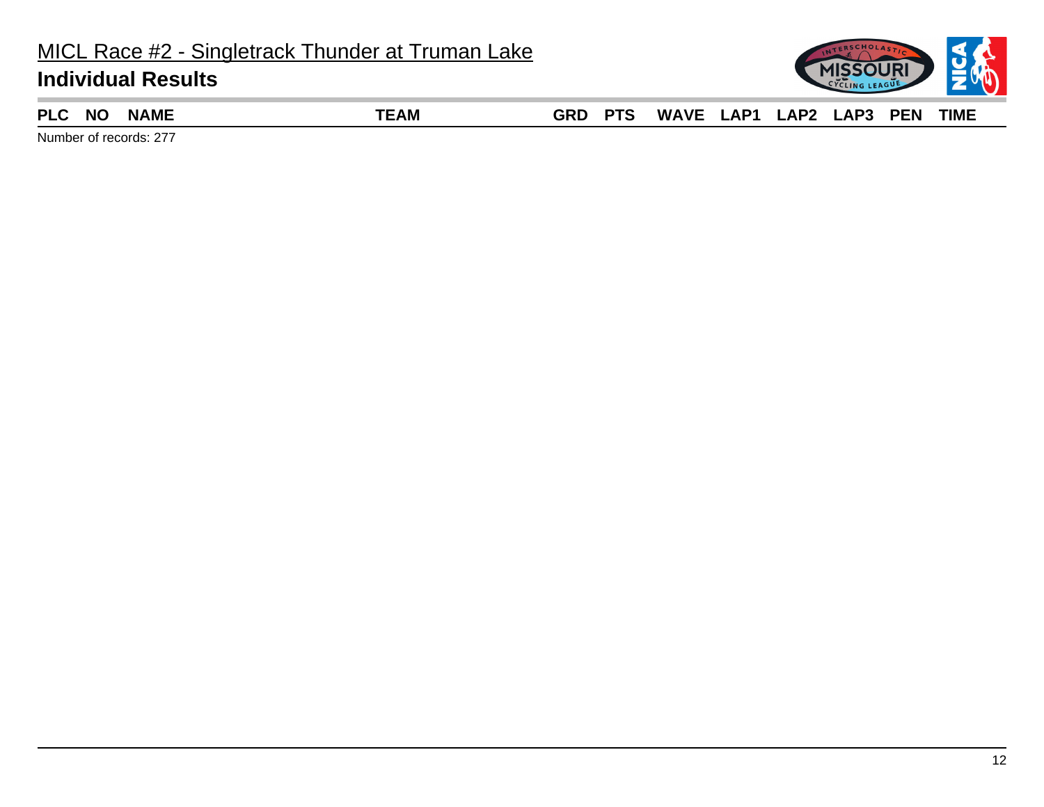# MICL Race #2 - Singletrack Thunder at Truman Lake

## Individual Results

| PLC | NO | NAME | TEAM | GRD | PTS | WAVE | LAP1 | LAP2 | LAP3 | PEN | TIME |
|---|---|---|---|---|---|---|---|---|---|---|---|

Number of records: 277